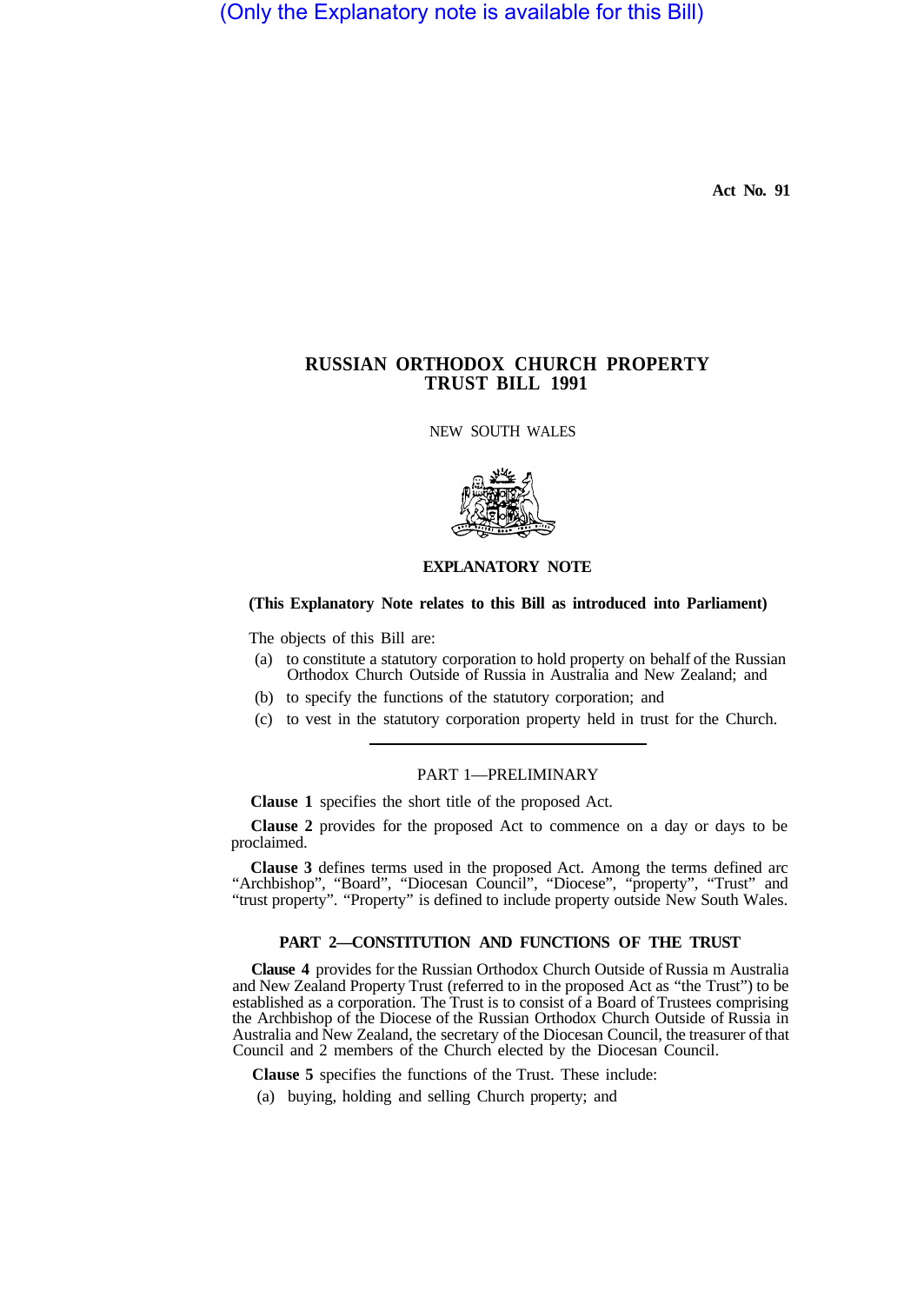(Only the Explanatory note is available for this Bill)

Act No. 91

# RUSSIAN ORTHODOX CHURCH PROPERTY TRUST BILL 1991

NEW SOUTH WALES

## EXPLANATORY NOTE

**(This Explanatory Note relates to this Bill as introduced into Parliament)**

The objects of this Bill are:

(a) to constitute a statutory corporation to hold property on behalf of the Russian Orthodox Church Outside of Russia in Australia and New Zealand; and

(b) to specify the functions of the statutory corporation; and

(c) to vest in the statutory corporation property held in trust for the Church.

---

### PART 1—PRELIMINARY

**Clause 1** specifies the short title of the proposed Act.

**Clause 2** provides for the proposed Act to commence on a day or days to be proclaimed.

**Clause 3** defines terms used in the proposed Act. Among the terms defined arc "Archbishop", "Board", "Diocesan Council", "Diocese", "property", "Trust" and "trust property". "Property" is defined to include property outside New South Wales.

### PART 2—CONSTITUTION AND FUNCTIONS OF THE TRUST

**Clause 4** provides for the Russian Orthodox Church Outside of Russia m Australia and New Zealand Property Trust (referred to in the proposed Act as "the Trust") to be established as a corporation. The Trust is to consist of a Board of Trustees comprising the Archbishop of the Diocese of the Russian Orthodox Church Outside of Russia in Australia and New Zealand, the secretary of the Diocesan Council, the treasurer of that Council and 2 members of the Church elected by the Diocesan Council.

**Clause 5** specifies the functions of the Trust. These include:

(a) buying, holding and selling Church property; and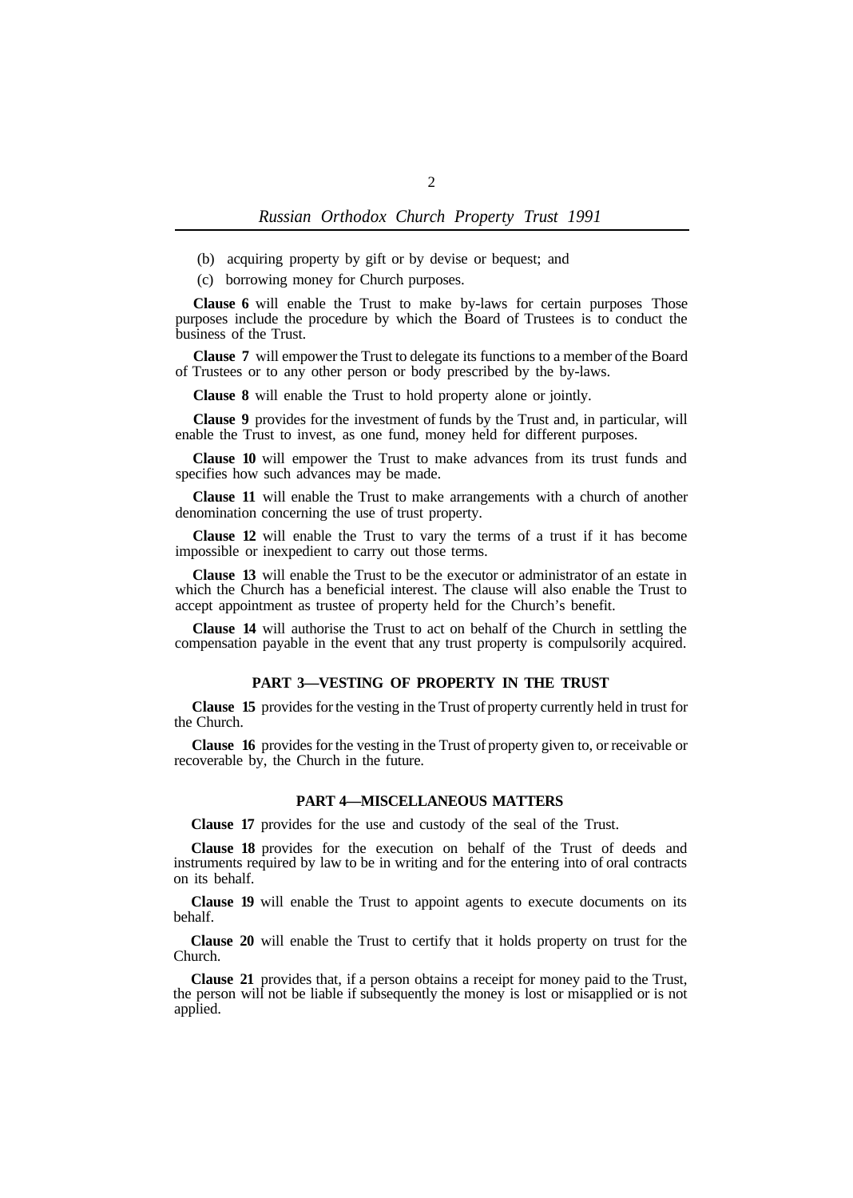(b) acquiring property by gift or by devise or bequest; and

(c) borrowing money for Church purposes.

**Clause 6** will enable the Trust to make by-laws for certain purposes Those purposes include the procedure by which the Board of Trustees is to conduct the business of the Trust.

**Clause 7** will empower the Trust to delegate its functions to a member of the Board of Trustees or to any other person or body prescribed by the by-laws.

**Clause 8** will enable the Trust to hold property alone or jointly.

**Clause 9** provides for the investment of funds by the Trust and, in particular, will enable the Trust to invest, as one fund, money held for different purposes.

**Clause 10** will empower the Trust to make advances from its trust funds and specifies how such advances may be made.

**Clause 11** will enable the Trust to make arrangements with a church of another denomination concerning the use of trust property.

**Clause 12** will enable the Trust to vary the terms of a trust if it has become impossible or inexpedient to carry out those terms.

**Clause 13** will enable the Trust to be the executor or administrator of an estate in which the Church has a beneficial interest. The clause will also enable the Trust to accept appointment as trustee of property held for the Church's benefit.

**Clause 14** will authorise the Trust to act on behalf of the Church in settling the compensation payable in the event that any trust property is compulsorily acquired.

## PART 3—VESTING OF PROPERTY IN THE TRUST

**Clause 15** provides for the vesting in the Trust of property currently held in trust for the Church.

**Clause 16** provides for the vesting in the Trust of property given to, or receivable or recoverable by, the Church in the future.

## PART 4—MISCELLANEOUS MATTERS

**Clause 17** provides for the use and custody of the seal of the Trust.

**Clause 18** provides for the execution on behalf of the Trust of deeds and instruments required by law to be in writing and for the entering into of oral contracts on its behalf.

**Clause 19** will enable the Trust to appoint agents to execute documents on its behalf.

**Clause 20** will enable the Trust to certify that it holds property on trust for the Church.

**Clause 21** provides that, if a person obtains a receipt for money paid to the Trust, the person will not be liable if subsequently the money is lost or misapplied or is not applied.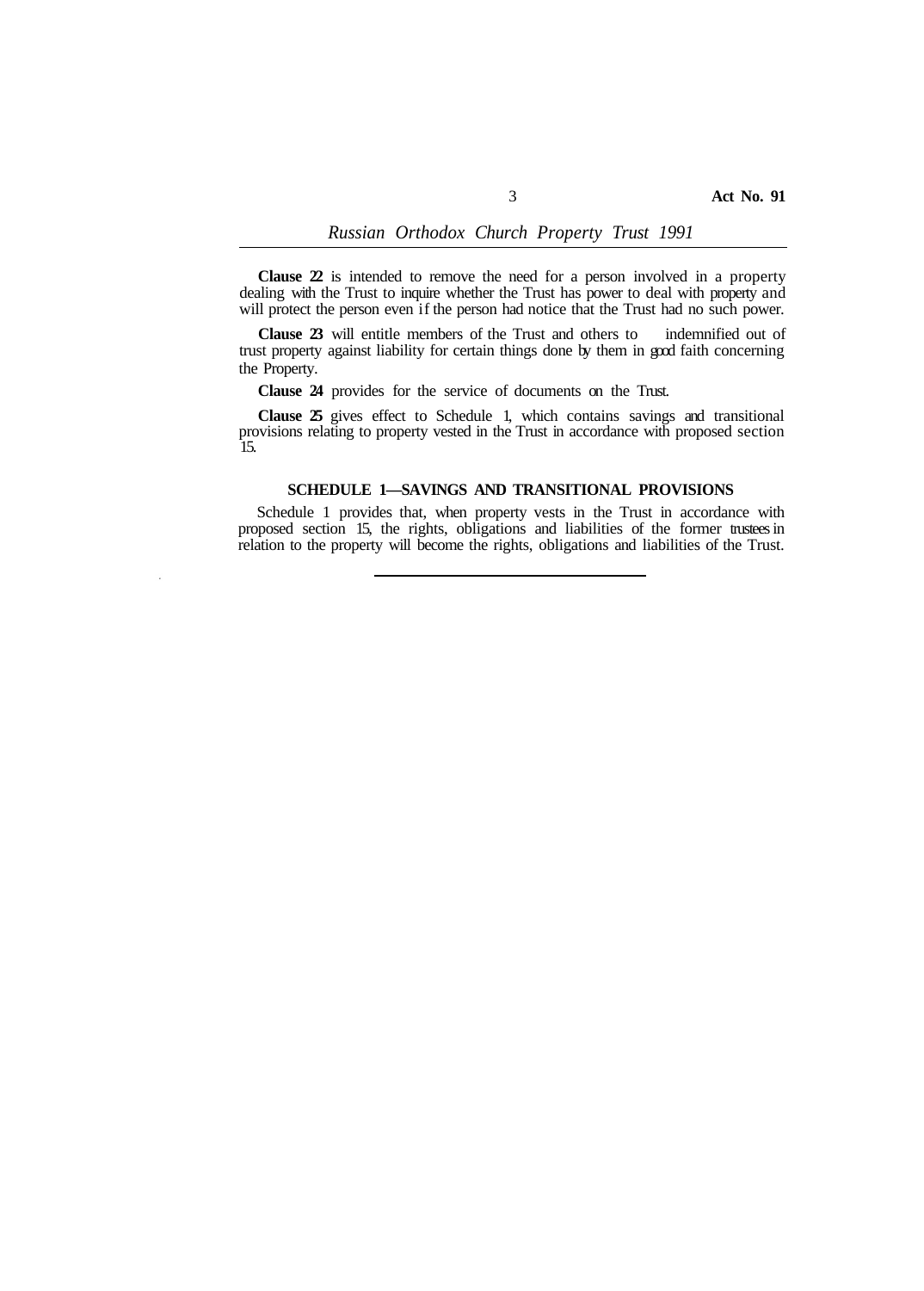**Clause 22** is intended to remove the need for a person involved in a property dealing with the Trust to inquire whether the Trust has power to deal with property and will protect the person even if the person had notice that the Trust had no such power.

**Clause 23** will entitle members of the Trust and others to indemnified out of trust property against liability for certain things done by them in good faith concerning the Property.

**Clause 24** provides for the service of documents on the Trust.

**Clause 25** gives effect to Schedule 1, which contains savings and transitional provisions relating to property vested in the Trust in accordance with proposed section 15.

### SCHEDULE 1—SAVINGS AND TRANSITIONAL PROVISIONS

Schedule 1 provides that, when property vests in the Trust in accordance with proposed section 15, the rights, obligations and liabilities of the former trustees in relation to the property will become the rights, obligations and liabilities of the Trust.